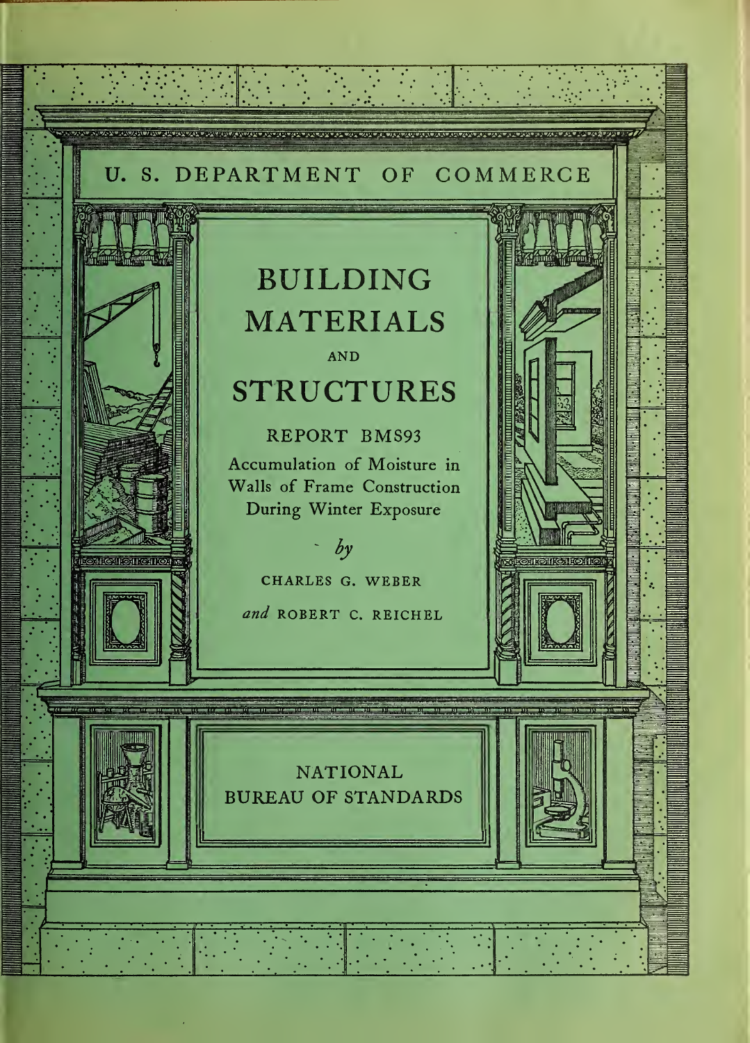U. S. DEPARTMENT OF COMMERCE

# BUILDING MATERIALS AND STRUCTURES

## REPORT BMS93

Accumulation of Moisture in Walls of Frame Construction During Winter Exposure

*by*

CHARLES G. WEBER

*and* ROBERT C. REICHEL

NATIONAL BUREAU OF STANDARDS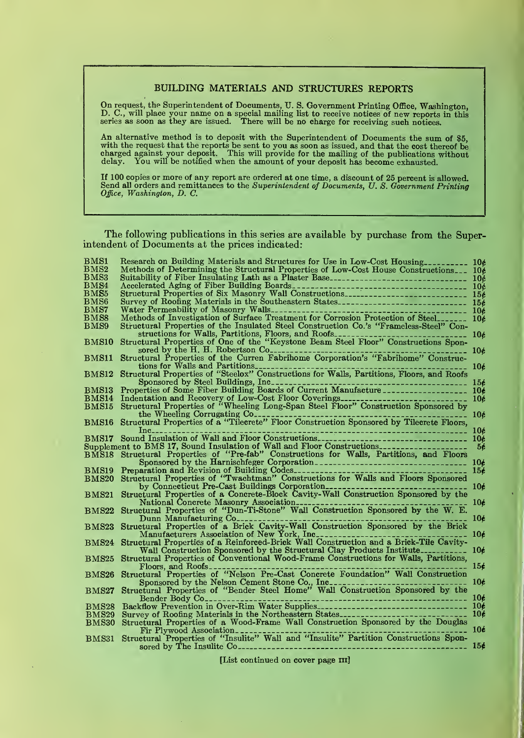## BUILDING MATERIALS AND STRUCTURES REPORTS

On request, the Superintendent of Documents, U. S. Government Printing Office, Washington, D. C., will place your name on a special mailing list to receive notices of new reports in this series as soon as they are issued. There will be no charge for receiving such notices.

An alternative method is to deposit with the Superintendent of Documents the sum of $5, with the request that the reports be sent to you as soon as issued, and that the cost thereof be charged against your deposit. This will provide for the mailing of the publications without delay. You will be notified when the amount of your deposit has become exhausted.

If 100 copies or more of any report are ordered at one time, a discount of 25 percent is allowed. Send all orders and remittances to the *Superintendent of Documents, U. S. Government Printing Office, Washington, D. C.*

The following publications in this series are available by purchase from the Superintendent of Documents at the prices indicated:

| | | |
|---|---|---|
| BMS1 | Research on Building Materials and Structures for Use in Low-Cost Housing | 10¢ |
| BMS2 | Methods of Determining the Structural Properties of Low-Cost House Constructions | 10¢ |
| BMS3 | Suitability of Fiber Insulating Lath as a Plaster Base | 10¢ |
| BMS4 | Accelerated Aging of Fiber Building Boards | 10¢ |
| BMS5 | Structural Properties of Six Masonry Wall Constructions | 15¢ |
| BMS6 | Survey of Roofing Materials in the Southeastern States | 15¢ |
| BMS7 | Water Permeability of Masonry Walls | 10¢ |
| BMS8 | Methods of Investigation of Surface Treatment for Corrosion Protection of Steel | 10¢ |
| BMS9 | Structural Properties of the Insulated Steel Construction Co.'s "Frameless-Steel" Constructions for Walls, Partitions, Floors, and Roofs | 10¢ |
| BMS10 | Structural Properties of One of the "Keystone Beam Steel Floor" Constructions Sponsored by the H. H. Robertson Co | 10¢ |
| BMS11 | Structural Properties of the Curren Fabrihome Corporation's "Fabrihome" Constructions for Walls and Partitions | 10¢ |
| BMS12 | Structural Properties of "Steelox" Constructions for Walls, Partitions, Floors, and Roofs Sponsored by Steel Buildings, Inc | 15¢ |
| BMS13 | Properties of Some Fiber Building Boards of Current Manufacture | 10¢ |
| BMS14 | Indentation and Recovery of Low-Cost Floor Coverings | 10¢ |
| BMS15 | Structural Properties of "Wheeling Long-Span Steel Floor" Construction Sponsored by the Wheeling Corrugating Co | 10¢ |
| BMS16 | Structural Properties of a "Tilecrete" Floor Construction Sponsored by Tilecrete Floors, Inc | 10¢ |
| BMS17 | Sound Insulation of Wall and Floor Constructions | 10¢ |
| | Supplement to BMS 17, Sound Insulation of Wall and Floor Constructions | 5¢ |
| BMS18 | Structural Properties of "Pre-fab" Constructions for Walls, Partitions, and Floors Sponsored by the Harnischfeger Corporation | 10¢ |
| BMS19 | Preparation and Revision of Building Codes | 15¢ |
| BMS20 | Structural Properties of "Twachtman" Constructions for Walls and Floors Sponsored by Connecticut Pre-Cast Buildings Corporation | 10¢ |
| BMS21 | Structural Properties of a Concrete-Block Cavity-Wall Construction Sponsored by the National Concrete Masonry Association | 10¢ |
| BMS22 | Structural Properties of "Dun-Ti-Stone" Wall Construction Sponsored by the W. E. Dunn Manufacturing Co | 10¢ |
| BMS23 | Structural Properties of a Brick Cavity-Wall Construction Sponsored by the Brick Manufacturers Association of New York, Inc | 10¢ |
| BMS24 | Structural Properties of a Reinforced-Brick Wall Construction and a Brick-Tile Cavity-Wall Construction Sponsored by the Structural Clay Products Institute | 10¢ |
| BMS25 | Structural Properties of Conventional Wood-Frame Constructions for Walls, Partitions, Floors, and Roofs | 15¢ |
| BMS26 | Structural Properties of "Nelson Pre-Cast Concrete Foundation" Wall Construction Sponsored by the Nelson Cement Stone Co., Inc | 10¢ |
| BMS27 | Structural Properties of "Bender Steel Home" Wall Construction Sponsored by the Bender Body Co | 10¢ |
| BMS28 | Backflow Prevention in Over-Rim Water Supplies | 10¢ |
| BMS29 | Survey of Roofing Materials in the Northeastern States | 10¢ |
| BMS30 | Structural Properties of a Wood-Frame Wall Construction Sponsored by the Douglas Fir Plywood Association | 10¢ |
| BMS31 | Structural Properties of "Insulite" Wall and "Insulite" Partition Constructions Sponsored by The Insulite Co | 15¢ |

[List continued on cover page III]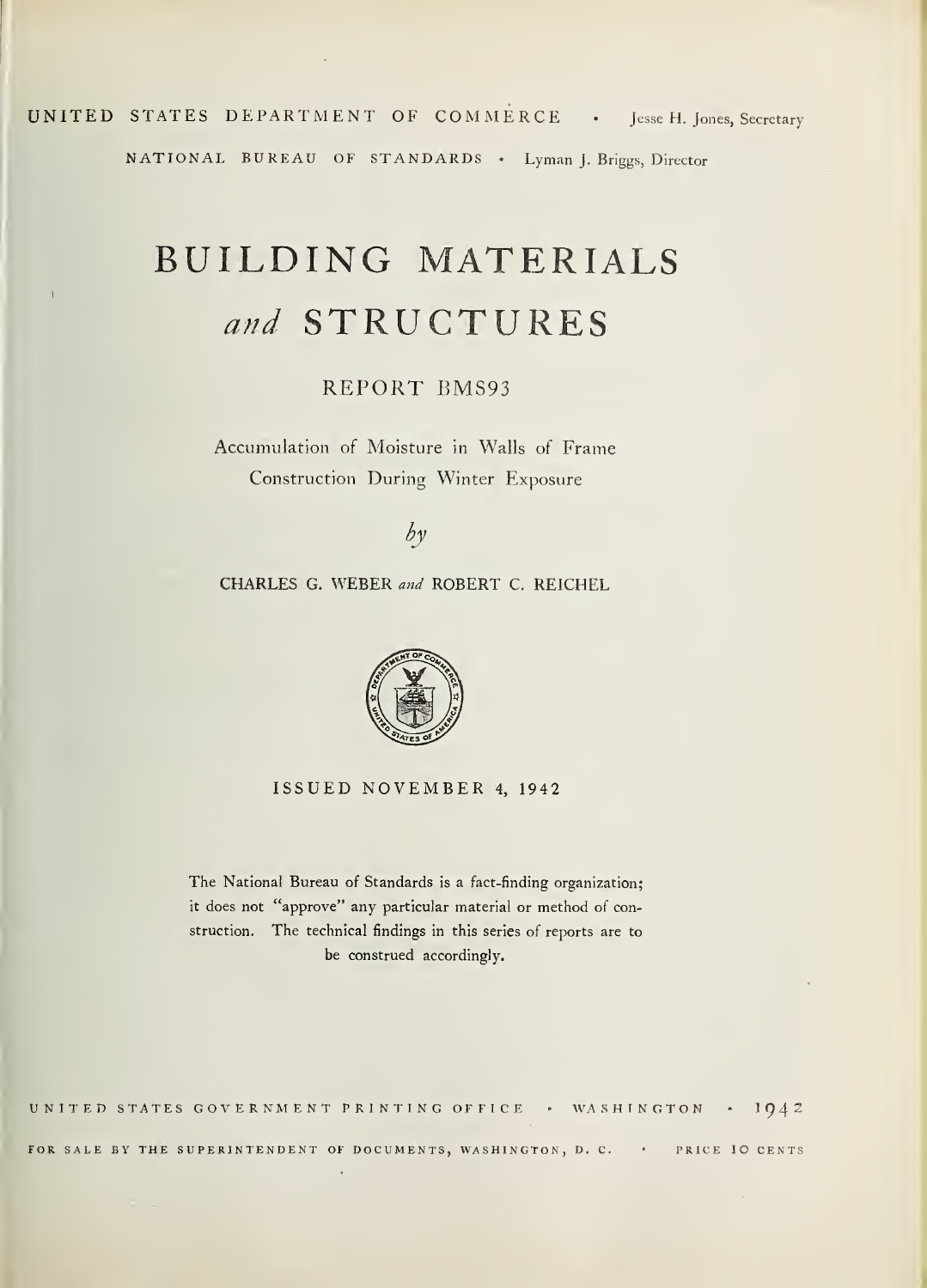UNITED STATES DEPARTMENT OF COMMERCE • Jesse H. Jones, Secretary

NATIONAL BUREAU OF STANDARDS • Lyman J. Briggs, Director

# BUILDING MATERIALS *and* STRUCTURES

## REPORT BMS93

Accumulation of Moisture in Walls of Frame Construction During Winter Exposure

*by*

CHARLES G. WEBER *and* ROBERT C. REICHEL

ISSUED NOVEMBER 4, 1942

The National Bureau of Standards is a fact-finding organization; it does not "approve" any particular material or method of construction. The technical findings in this series of reports are to be construed accordingly.

UNITED STATES GOVERNMENT PRINTING OFFICE • WASHINGTON • 1942

FOR SALE BY THE SUPERINTENDENT OF DOCUMENTS, WASHINGTON, D. C. • PRICE 10 CENTS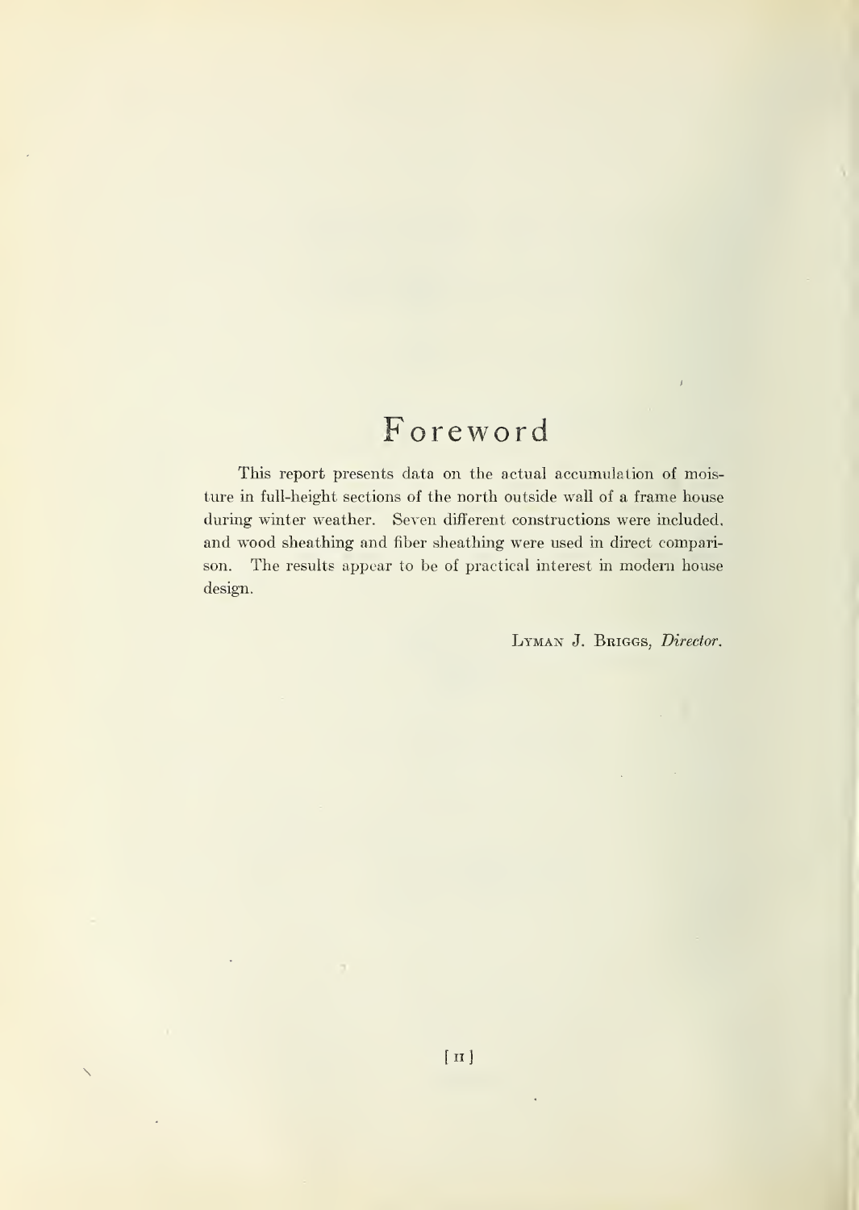# Foreword

This report presents data on the actual accumulation of moisture in full-height sections of the north outside wall of a frame house during winter weather. Seven different constructions were included, and wood sheathing and fiber sheathing were used in direct comparison. The results appear to be of practical interest in modern house design.

Lyman J. Briggs, *Director.*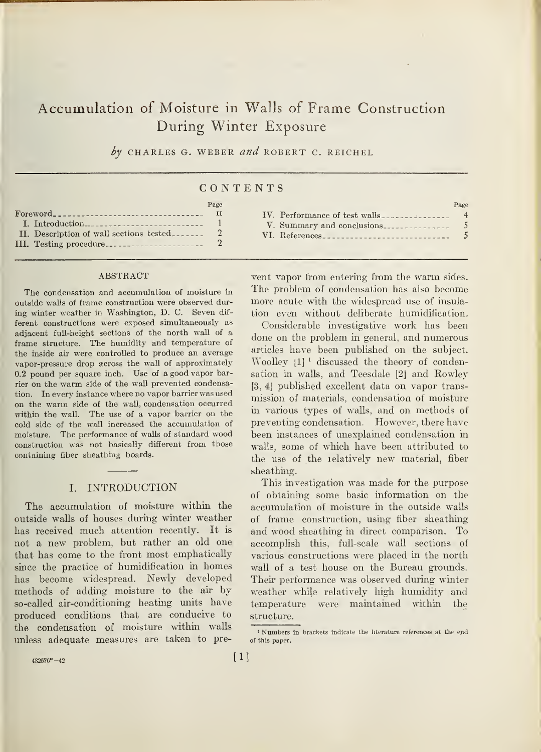# Accumulation of Moisture in Walls of Frame Construction During Winter Exposure

*by* CHARLES G. WEBER *and* ROBERT C. REICHEL

## CONTENTS

| | Page |
|---|---|
| Foreword | II |
| I. Introduction | 1 |
| II. Description of wall sections tested | 2 |
| III. Testing procedure | 2 |
| IV. Performance of test walls | 4 |
| V. Summary and conclusions | 5 |
| VI. References | 5 |

### ABSTRACT

The condensation and accumulation of moisture in outside walls of frame construction were observed during winter weather in Washington, D. C. Seven different constructions were exposed simultaneously as adjacent full-height sections of the north wall of a frame structure. The humidity and temperature of the inside air were controlled to produce an average vapor-pressure drop across the wall of approximately 0.2 pound per square inch. Use of a good vapor barrier on the warm side of the wall prevented condensation. In every instance where no vapor barrier was used on the warm side of the wall, condensation occurred within the wall. The use of a vapor barrier on the cold side of the wall increased the accumulation of moisture. The performance of walls of standard wood construction was not basically different from those containing fiber sheathing boards.

## I. INTRODUCTION

The accumulation of moisture within the outside walls of houses during winter weather has received much attention recently. It is not a new problem, but rather an old one that has come to the front most emphatically since the practice of humidification in homes has become widespread. Newly developed methods of adding moisture to the air by so-called air-conditioning heating units have produced conditions that are conducive to the condensation of moisture within walls unless adequate measures are taken to prevent vapor from entering from the warm sides. The problem of condensation has also become more acute with the widespread use of insulation even without deliberate humidification.

Considerable investigative work has been done on the problem in general, and numerous articles have been published on the subject. Woolley [1] [1] discussed the theory of condensation in walls, and Teesdale [2] and Rowley [3, 4] published excellent data on vapor transmission of materials, condensation of moisture in various types of walls, and on methods of preventing condensation. However, there have been instances of unexplained condensation in walls, some of which have been attributed to the use of the relatively new material, fiber sheathing.

This investigation was made for the purpose of obtaining some basic information on the accumulation of moisture in the outside walls of frame construction, using fiber sheathing and wood sheathing in direct comparison. To accomplish this, full-scale wall sections of various constructions were placed in the north wall of a test house on the Bureau grounds. Their performance was observed during winter weather while relatively high humidity and temperature were maintained within the structure.

[1] Numbers in brackets indicate the literature references at the end of this paper.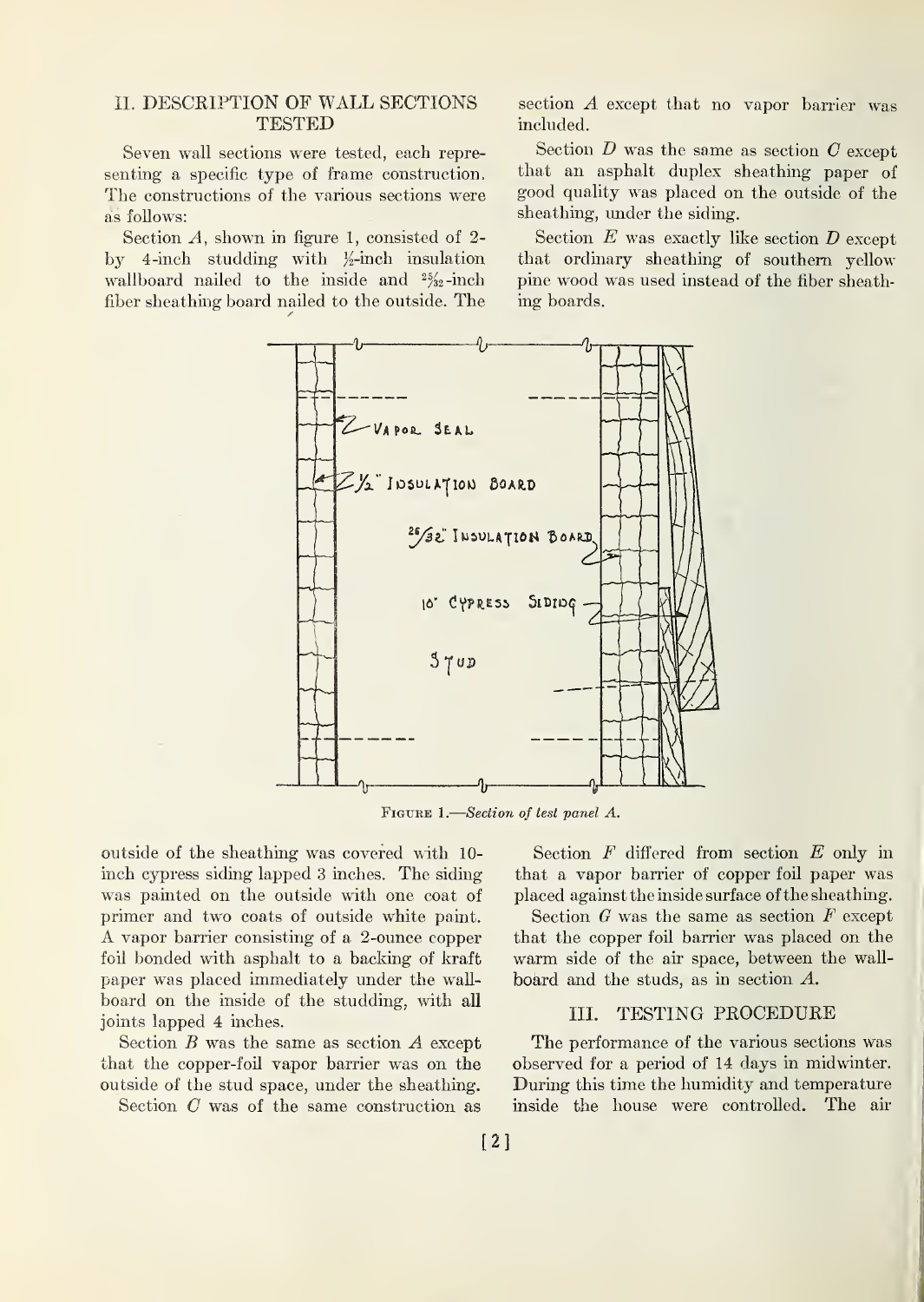## II. DESCRIPTION OF WALL SECTIONS TESTED

Seven wall sections were tested, each representing a specific type of frame construction. The constructions of the various sections were as follows:

Section *A*, shown in figure 1, consisted of 2- by 4-inch studding with ½-inch insulation wallboard nailed to the inside and 25/32-inch fiber sheathing board nailed to the outside. The outside of the sheathing was covered with 10-inch cypress siding lapped 3 inches. The siding was painted on the outside with one coat of primer and two coats of outside white paint. A vapor barrier consisting of a 2-ounce copper foil bonded with asphalt to a backing of kraft paper was placed immediately under the wallboard on the inside of the studding, with all joints lapped 4 inches.

Section *B* was the same as section *A* except that the copper-foil vapor barrier was on the outside of the stud space, under the sheathing.

Section *C* was of the same construction as section *A* except that no vapor barrier was included.

Section *D* was the same as section *C* except that an asphalt duplex sheathing paper of good quality was placed on the outside of the sheathing, under the siding.

Section *E* was exactly like section *D* except that ordinary sheathing of southern yellow pine wood was used instead of the fiber sheathing boards.

FIGURE 1.—*Section of test panel A.*

Section *F* differed from section *E* only in that a vapor barrier of copper foil paper was placed against the inside surface of the sheathing.

Section *G* was the same as section *F* except that the copper foil barrier was placed on the warm side of the air space, between the wallboard and the studs, as in section *A*.

## III. TESTING PROCEDURE

The performance of the various sections was observed for a period of 14 days in midwinter. During this time the humidity and temperature inside the house were controlled. The air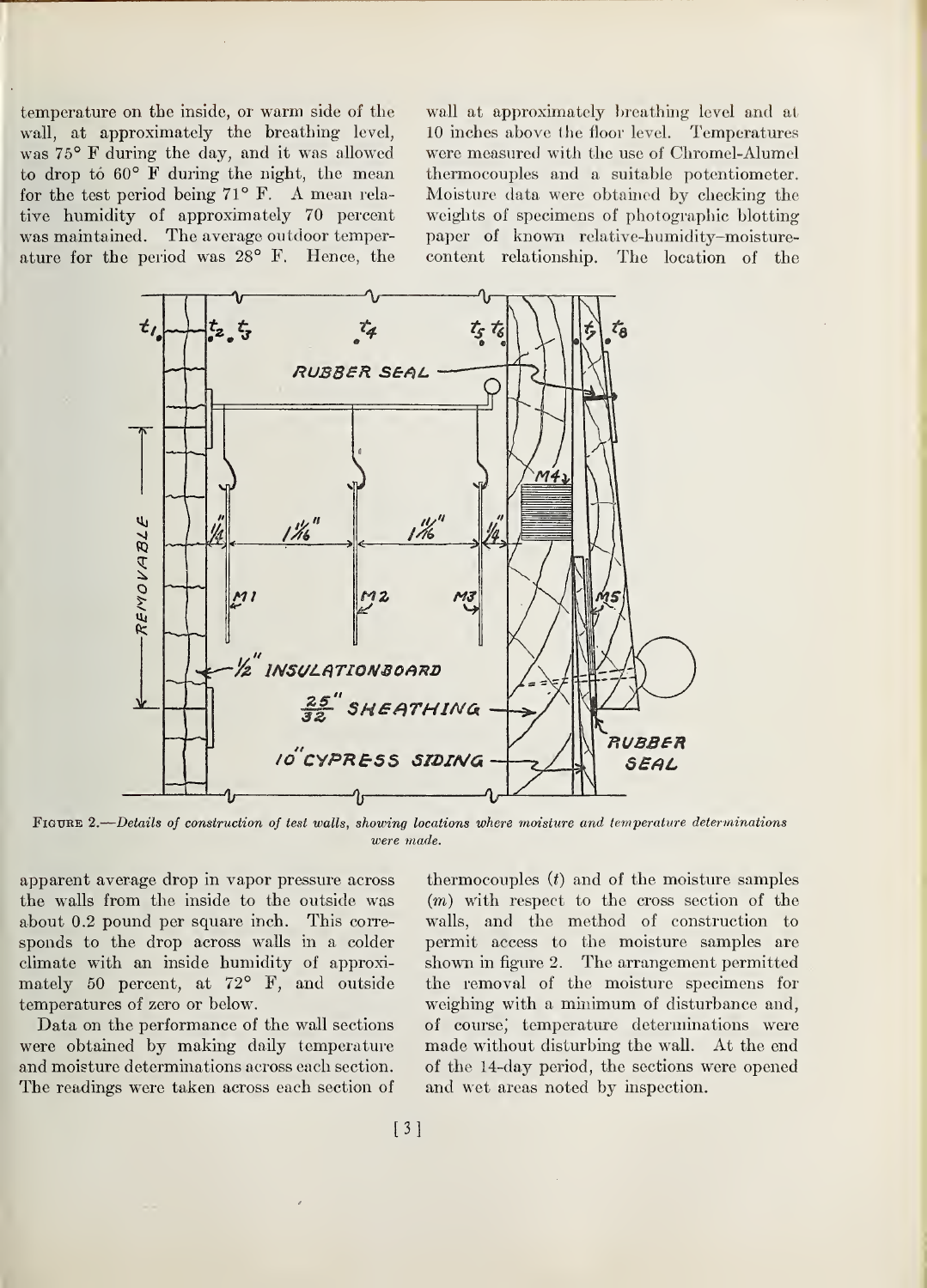temperature on the inside, or warm side of the wall, at approximately the breathing level, was 75° F during the day, and it was allowed to drop to 60° F during the night, the mean for the test period being 71° F. A mean relative humidity of approximately 70 percent was maintained. The average outdoor temperature for the period was 28° F. Hence, the apparent average drop in vapor pressure across the walls from the inside to the outside was about 0.2 pound per square inch. This corresponds to the drop across walls in a colder climate with an inside humidity of approximately 50 percent, at 72° F, and outside temperatures of zero or below.

Data on the performance of the wall sections were obtained by making daily temperature and moisture determinations across each section. The readings were taken across each section of wall at approximately breathing level and at 10 inches above the floor level. Temperatures were measured with the use of Chromel-Alumel thermocouples and a suitable potentiometer. Moisture data were obtained by checking the weights of specimens of photographic blotting paper of known relative-humidity–moisture-content relationship. The location of the thermocouples ($t$) and of the moisture samples ($m$) with respect to the cross section of the walls, and the method of construction to permit access to the moisture samples are shown in figure 2. The arrangement permitted the removal of the moisture specimens for weighing with a minimum of disturbance and, of course, temperature determinations were made without disturbing the wall. At the end of the 14-day period, the sections were opened and wet areas noted by inspection.

FIGURE 2.—*Details of construction of test walls, showing locations where moisture and temperature determinations were made.*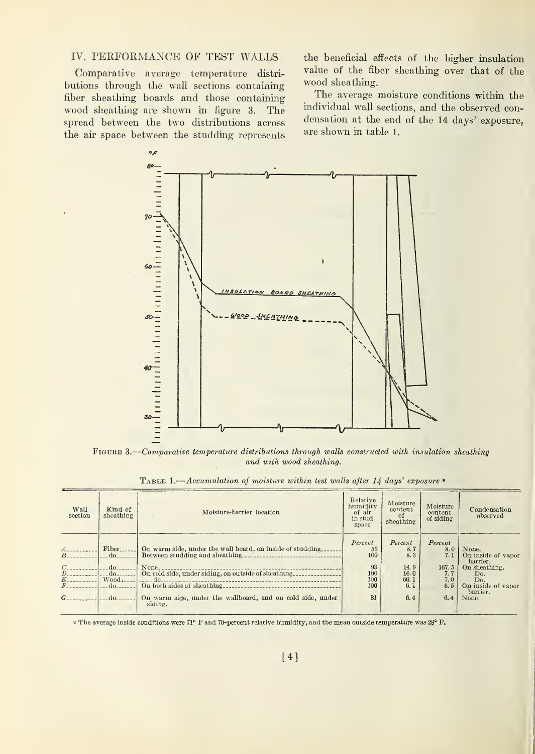## IV. PERFORMANCE OF TEST WALLS

Comparative average temperature distributions through the wall sections containing fiber sheathing boards and those containing wood sheathing are shown in figure 3. The spread between the two distributions across the air space between the studding represents the beneficial effects of the higher insulation value of the fiber sheathing over that of the wood sheathing.

The average moisture conditions within the individual wall sections, and the observed condensation at the end of the 14 days' exposure, are shown in table 1.

FIGURE 3.—*Comparative temperature distributions through walls constructed with insulation sheathing and with wood sheathing.*

TABLE 1.—*Accumulation of moisture within test walls after 14 days' exposure* [a]

| Wall section | Kind of sheathing | Moisture-barrier location | Relative humidity of air in stud space | Moisture content of sheathing | Moisture content of siding | Condensation observed |
|---|---|---|---|---|---|---|
| | | | *Percent* | *Percent* | *Percent* | |
| A | Fiber | On warm side, under the wall board, on inside of studding | 55 | 8.7 | 8.0 | None. |
| B | do | Between studding and sheathing | 100 | 8.3 | 7.1 | On inside of vapor barrier. |
| C | do | None | 93 | 14.9 | 167.5 | On sheathing. |
| D | do | On cold side, under siding, on outside of sheathing | 100 | 16.0 | 7.7 | Do. |
| E | Wood | do | 100 | 60.1 | 7.0 | Do. |
| F | do | On both sides of sheathing | 100 | 6.1 | 6.5 | On inside of vapor barrier. |
| G | do | On warm side, under the wallboard, and on cold side, under siding. | 81 | 6.4 | 6.4 | None. |

[a] The average inside conditions were 71° F and 70-percent relative humidity, and the mean outside temperature was 28° F.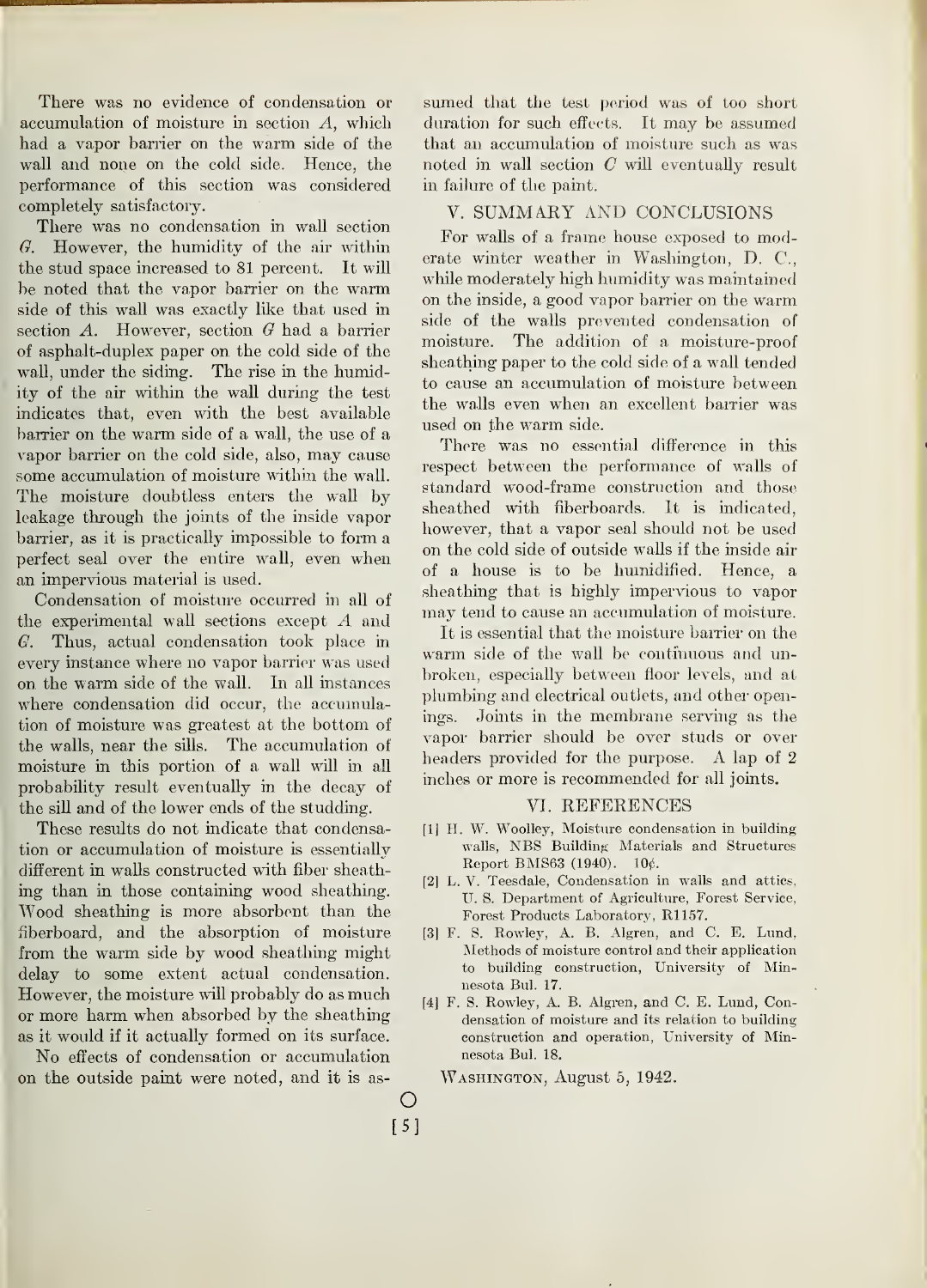There was no evidence of condensation or accumulation of moisture in section *A*, which had a vapor barrier on the warm side of the wall and none on the cold side. Hence, the performance of this section was considered completely satisfactory.

There was no condensation in wall section *G*. However, the humidity of the air within the stud space increased to 81 percent. It will be noted that the vapor barrier on the warm side of this wall was exactly like that used in section *A*. However, section *G* had a barrier of asphalt-duplex paper on the cold side of the wall, under the siding. The rise in the humidity of the air within the wall during the test indicates that, even with the best available barrier on the warm side of a wall, the use of a vapor barrier on the cold side, also, may cause some accumulation of moisture within the wall. The moisture doubtless enters the wall by leakage through the joints of the inside vapor barrier, as it is practically impossible to form a perfect seal over the entire wall, even when an impervious material is used.

Condensation of moisture occurred in all of the experimental wall sections except *A* and *G*. Thus, actual condensation took place in every instance where no vapor barrier was used on the warm side of the wall. In all instances where condensation did occur, the accumulation of moisture was greatest at the bottom of the walls, near the sills. The accumulation of moisture in this portion of a wall will in all probability result eventually in the decay of the sill and of the lower ends of the studding.

These results do not indicate that condensation or accumulation of moisture is essentially different in walls constructed with fiber sheathing than in those containing wood sheathing. Wood sheathing is more absorbent than the fiberboard, and the absorption of moisture from the warm side by wood sheathing might delay to some extent actual condensation. However, the moisture will probably do as much or more harm when absorbed by the sheathing as it would if it actually formed on its surface.

No effects of condensation or accumulation on the outside paint were noted, and it is assumed that the test period was of too short duration for such effects. It may be assumed that an accumulation of moisture such as was noted in wall section *C* will eventually result in failure of the paint.

## V. SUMMARY AND CONCLUSIONS

For walls of a frame house exposed to moderate winter weather in Washington, D. C., while moderately high humidity was maintained on the inside, a good vapor barrier on the warm side of the walls prevented condensation of moisture. The addition of a moisture-proof sheathing paper to the cold side of a wall tended to cause an accumulation of moisture between the walls even when an excellent barrier was used on the warm side.

There was no essential difference in this respect between the performance of walls of standard wood-frame construction and those sheathed with fiberboards. It is indicated, however, that a vapor seal should not be used on the cold side of outside walls if the inside air of a house is to be humidified. Hence, a sheathing that is highly impervious to vapor may tend to cause an accumulation of moisture.

It is essential that the moisture barrier on the warm side of the wall be continuous and unbroken, especially between floor levels, and at plumbing and electrical outlets, and other openings. Joints in the membrane serving as the vapor barrier should be over studs or over headers provided for the purpose. A lap of 2 inches or more is recommended for all joints.

## VI. REFERENCES

[1] H. W. Woolley, Moisture condensation in building walls, NBS Building Materials and Structures Report BMS63 (1940). 10¢.

[2] L. V. Teesdale, Condensation in walls and attics, U. S. Department of Agriculture, Forest Service, Forest Products Laboratory, R1157.

[3] F. S. Rowley, A. B. Algren, and C. E. Lund, Methods of moisture control and their application to building construction, University of Minnesota Bul. 17.

[4] F. S. Rowley, A. B. Algren, and C. E. Lund, Condensation of moisture and its relation to building construction and operation, University of Minnesota Bul. 18.

WASHINGTON, August 5, 1942.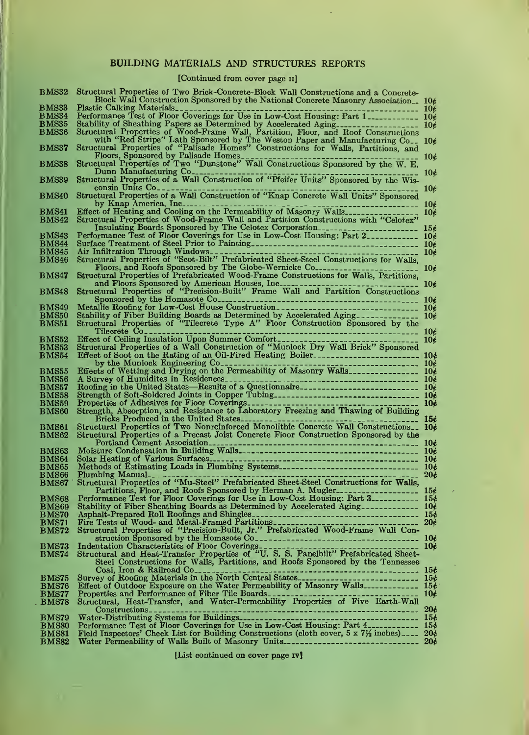## BUILDING MATERIALS AND STRUCTURES REPORTS

[Continued from cover page II]

| | | |
|---|---|---|
| BMS32 | Structural Properties of Two Brick-Concrete-Block Wall Constructions and a Concrete-Block Wall Construction Sponsored by the National Concrete Masonry Association | 10¢ |
| BMS33 | Plastic Calking Materials | 10¢ |
| BMS34 | Performance Test of Floor Coverings for Use in Low-Cost Housing: Part 1 | 10¢ |
| BMS35 | Stability of Sheathing Papers as Determined by Accelerated Aging | 10¢ |
| BMS36 | Structural Properties of Wood-Frame Wall, Partition, Floor, and Roof Constructions with "Red Stripe" Lath Sponsored by The Weston Paper and Manufacturing Co | 10¢ |
| BMS37 | Structural Properties of "Palisade Homes" Constructions for Walls, Partitions, and Floors, Sponsored by Palisade Homes | 10¢ |
| BMS38 | Structural Properties of Two "Dunstone" Wall Constructions Sponsored by the W. E. Dunn Manufacturing Co | 10¢ |
| BMS39 | Structural Properties of a Wall Construction of "Pfeifer Units" Sponsored by the Wisconsin Units Co | 10¢ |
| BMS40 | Structural Properties of a Wall Construction of "Knap Concrete Wall Units" Sponsored by Knap America, Inc | 10¢ |
| BMS41 | Effect of Heating and Cooling on the Permeability of Masonry Walls | 10¢ |
| BMS42 | Structural Properties of Wood-Frame Wall and Partition Constructions with "Celotex" Insulating Boards Sponsored by The Celotex Corporation | 15¢ |
| BMS43 | Performance Test of Floor Coverings for Use in Low-Cost Housing: Part 2 | 10¢ |
| BMS44 | Surface Treatment of Steel Prior to Painting | 10¢ |
| BMS45 | Air Infiltration Through Windows | 10¢ |
| BMS46 | Structural Properties of "Scot-Bilt" Prefabricated Sheet-Steel Constructions for Walls, Floors, and Roofs Sponsored by The Globe-Wernicke Co | 10¢ |
| BMS47 | Structural Properties of Prefabricated Wood-Frame Constructions for Walls, Partitions, and Floors Sponsored by American Houses, Inc | 10¢ |
| BMS48 | Structural Properties of "Precision-Built" Frame Wall and Partition Constructions Sponsored by the Homasote Co | 10¢ |
| BMS49 | Metallic Roofing for Low-Cost House Construction | 10¢ |
| BMS50 | Stability of Fiber Building Boards as Determined by Accelerated Aging | 10¢ |
| BMS51 | Structural Properties of "Tilecrete Type A" Floor Construction Sponsored by the Tilecrete Co | 10¢ |
| BMS52 | Effect of Ceiling Insulation Upon Summer Comfort | 10¢ |
| BMS53 | Structural Properties of a Wall Construction of "Munlock Dry Wall Brick" Sponsored | |
| BMS54 | Effect of Soot on the Rating of an Oil-Fired Heating Boiler | 10¢ |
| | by the Munlock Engineering Co | 10¢ |
| BMS55 | Effects of Wetting and Drying on the Permeability of Masonry Walls | 10¢ |
| BMS56 | A Survey of Humidities in Residences | 10¢ |
| BMS57 | Roofing in the United States—Results of a Questionnaire | 10¢ |
| BMS58 | Strength of Soft-Soldered Joints in Copper Tubing | 10¢ |
| BMS59 | Properties of Adhesives for Floor Coverings | 10¢ |
| BMS60 | Strength, Absorption, and Resistance to Laboratory Freezing and Thawing of Building Bricks Produced in the United States | 15¢ |
| BMS61 | Structural Properties of Two Nonreinforced Monolithic Concrete Wall Constructions | 10¢ |
| BMS62 | Structural Properties of a Precast Joist Concrete Floor Construction Sponsored by the Portland Cement Association | 10¢ |
| BMS63 | Moisture Condensation in Building Walls | 10¢ |
| BMS64 | Solar Heating of Various Surfaces | 10¢ |
| BMS65 | Methods of Estimating Loads in Plumbing Systems | 10¢ |
| BMS66 | Plumbing Manual | 20¢ |
| BMS67 | Structural Properties of "Mu-Steel" Prefabricated Sheet-Steel Constructions for Walls, Partitions, Floor, and Roofs Sponsored by Herman A. Mugler | 15¢ |
| BMS68 | Performance Test for Floor Coverings for Use in Low-Cost Housing: Part 3 | 15¢ |
| BMS69 | Stability of Fiber Sheathing Boards as Determined by Accelerated Aging | 10¢ |
| BMS70 | Asphalt-Prepared Roll Roofings and Shingles | 15¢ |
| BMS71 | Fire Tests of Wood- and Metal-Framed Partitions | 20¢ |
| BMS72 | Structural Properties of "Precision-Built, Jr." Prefabricated Wood-Frame Wall Construction Sponsored by the Homasote Co | 10¢ |
| BMS73 | Indentation Characteristics of Floor Coverings | 10¢ |
| BMS74 | Structural and Heat-Transfer Properties of "U. S. S. Panelbilt" Prefabricated Sheet-Steel Constructions for Walls, Partitions, and Roofs Sponsored by the Tennessee Coal, Iron & Railroad Co | 15¢ |
| BMS75 | Survey of Roofing Materials in the North Central States | 15¢ |
| BMS76 | Effect of Outdoor Exposure on the Water Permeability of Masonry Walls | 15¢ |
| BMS77 | Properties and Performance of Fiber Tile Boards | 10¢ |
| BMS78 | Structural, Heat-Transfer, and Water-Permeability Properties of Five Earth-Wall Constructions | 20¢ |
| BMS79 | Water-Distributing Systems for Buildings | 15¢ |
| BMS80 | Performance Test of Floor Coverings for Use in Low-Cost Housing: Part 4 | 15¢ |
| BMS81 | Field Inspectors' Check List for Building Constructions (cloth cover, 5 x 7½ inches) | 20¢ |
| BMS82 | Water Permeability of Walls Built of Masonry Units | 20¢ |

[List continued on cover page IV]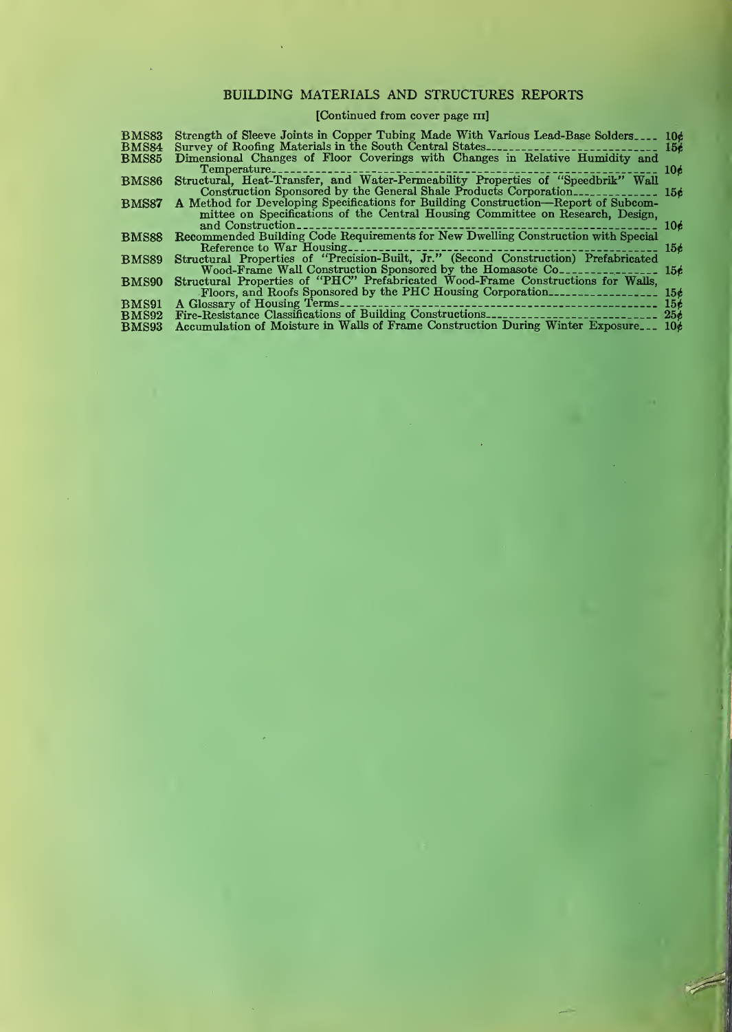## BUILDING MATERIALS AND STRUCTURES REPORTS

[Continued from cover page III]

| | | |
|---|---|---|
| BMS83 | Strength of Sleeve Joints in Copper Tubing Made With Various Lead-Base Solders | 10¢ |
| BMS84 | Survey of Roofing Materials in the South Central States | 15¢ |
| BMS85 | Dimensional Changes of Floor Coverings with Changes in Relative Humidity and Temperature | 10¢ |
| BMS86 | Structural, Heat-Transfer, and Water-Permeability Properties of "Speedbrik" Wall Construction Sponsored by the General Shale Products Corporation | 15¢ |
| BMS87 | A Method for Developing Specifications for Building Construction—Report of Subcommittee on Specifications of the Central Housing Committee on Research, Design, and Construction | 10¢ |
| BMS88 | Recommended Building Code Requirements for New Dwelling Construction with Special Reference to War Housing | 15¢ |
| BMS89 | Structural Properties of "Precision-Built, Jr." (Second Construction) Prefabricated Wood-Frame Wall Construction Sponsored by the Homasote Co | 15¢ |
| BMS90 | Structural Properties of "PHC" Prefabricated Wood-Frame Constructions for Walls, Floors, and Roofs Sponsored by the PHC Housing Corporation | 15¢ |
| BMS91 | A Glossary of Housing Terms | 15¢ |
| BMS92 | Fire-Resistance Classifications of Building Constructions | 25¢ |
| BMS93 | Accumulation of Moisture in Walls of Frame Construction During Winter Exposure | 10¢ |